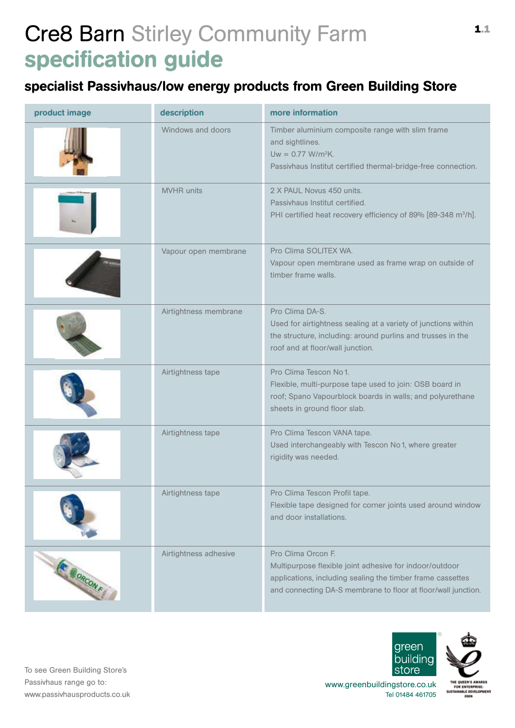# Cre8 Barn Stirley Community Farm specification guide

## specialist Passivhaus/low energy products from Green Building Store

| product image | description | more information |
| --- | --- | --- |
| | Windows and doors | Timber aluminium composite range with slim frame and sightlines.<br>Uw = 0.77 W/m²K.<br>Passivhaus Institut certified thermal-bridge-free connection. |
| | MVHR units | 2 X PAUL Novus 450 units.<br>Passivhaus Institut certified.<br>PHI certified heat recovery efficiency of 89% [89-348 m³/h]. |
| | Vapour open membrane | Pro Clima SOLITEX WA.<br>Vapour open membrane used as frame wrap on outside of timber frame walls. |
| | Airtightness membrane | Pro Clima DA-S.<br>Used for airtightness sealing at a variety of junctions within the structure, including: around purlins and trusses in the roof and at floor/wall junction. |
| | Airtightness tape | Pro Clima Tescon No1.<br>Flexible, multi-purpose tape used to join: OSB board in roof; Spano Vapourblock boards in walls; and polyurethane sheets in ground floor slab. |
| | Airtightness tape | Pro Clima Tescon VANA tape.<br>Used interchangeably with Tescon No1, where greater rigidity was needed. |
| | Airtightness tape | Pro Clima Tescon Profil tape.<br>Flexible tape designed for corner joints used around window and door installations. |
| | Airtightness adhesive | Pro Clima Orcon F.<br>Multipurpose flexible joint adhesive for indoor/outdoor applications, including sealing the timber frame cassettes and connecting DA-S membrane to floor at floor/wall junction. |

To see Green Building Store's Passivhaus range go to: www.passivhausproducts.co.uk

green building store

www.greenbuildingstore.co.uk
Tel 01484 461705

THE QUEEN'S AWARDS FOR ENTERPRISE: SUSTAINABLE DEVELOPMENT 2009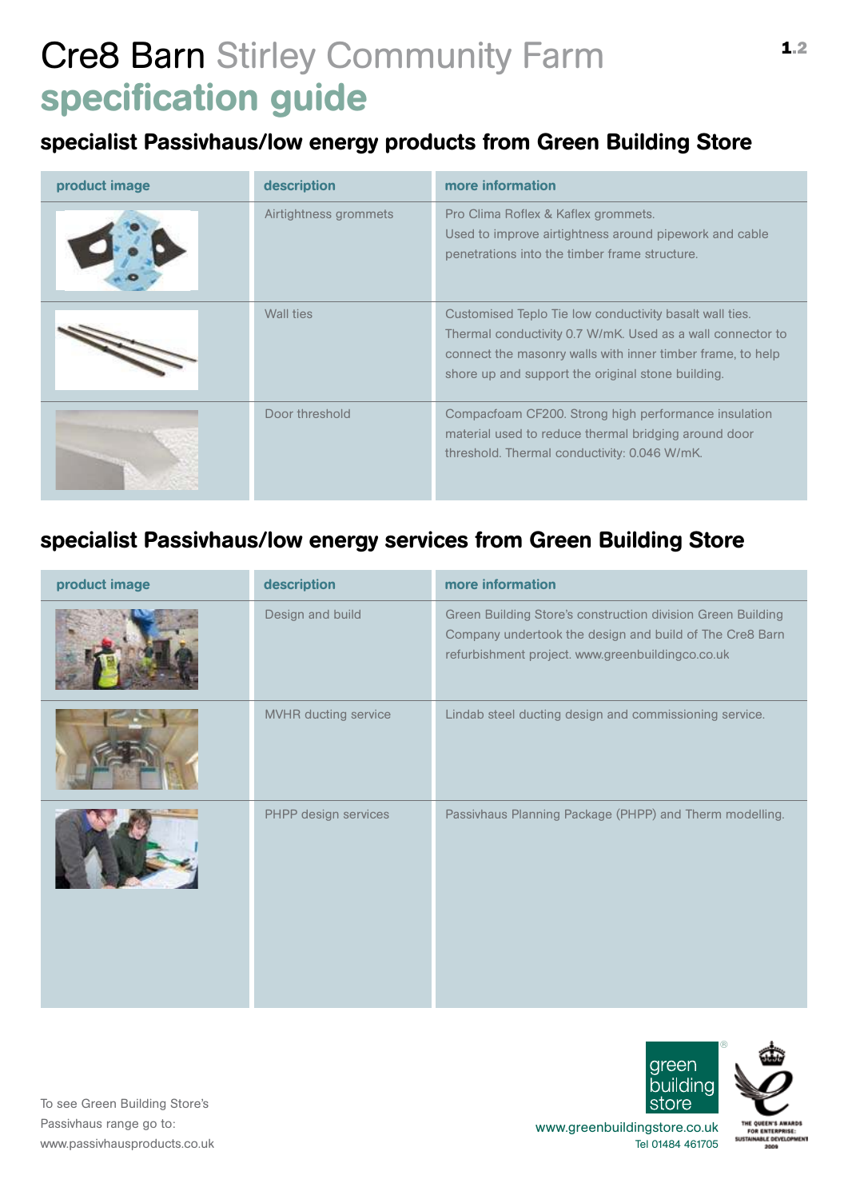# Cre8 Barn Stirley Community Farm
## specification guide

### specialist Passivhaus/low energy products from Green Building Store

| product image | description | more information |
|---|---|---|
| | Airtightness grommets | Pro Clima Roflex & Kaflex grommets. Used to improve airtightness around pipework and cable penetrations into the timber frame structure. |
| | Wall ties | Customised Teplo Tie low conductivity basalt wall ties. Thermal conductivity 0.7 W/mK. Used as a wall connector to connect the masonry walls with inner timber frame, to help shore up and support the original stone building. |
| | Door threshold | Compacfoam CF200. Strong high performance insulation material used to reduce thermal bridging around door threshold. Thermal conductivity: 0.046 W/mK. |

### specialist Passivhaus/low energy services from Green Building Store

| product image | description | more information |
|---|---|---|
| | Design and build | Green Building Store's construction division Green Building Company undertook the design and build of The Cre8 Barn refurbishment project. www.greenbuildingco.co.uk |
| | MVHR ducting service | Lindab steel ducting design and commissioning service. |
| | PHPP design services | Passivhaus Planning Package (PHPP) and Therm modelling. |

To see Green Building Store's Passivhaus range go to: www.passivhausproducts.co.uk

green building store
www.greenbuildingstore.co.uk
Tel 01484 461705

THE QUEEN'S AWARDS FOR ENTERPRISE: SUSTAINABLE DEVELOPMENT 2009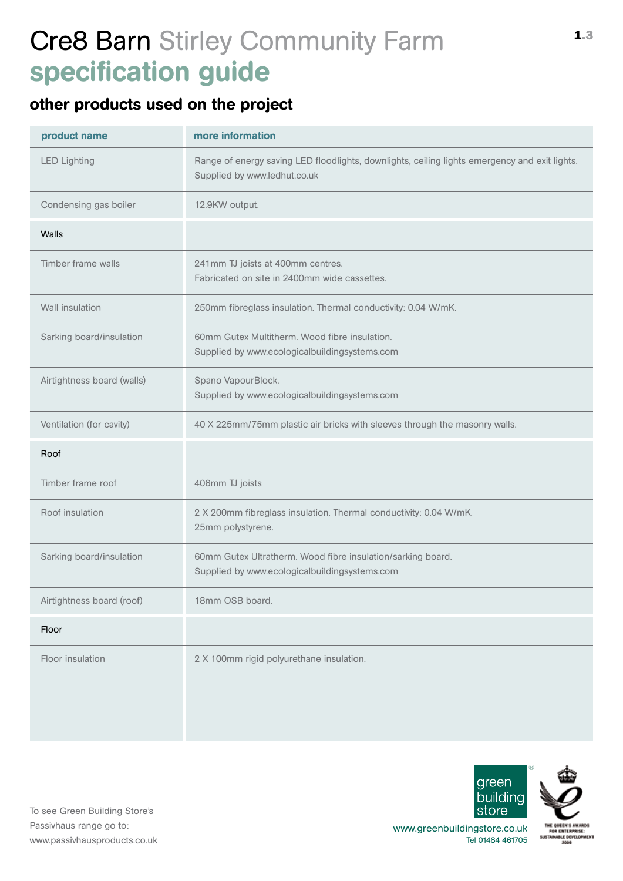# Cre8 Barn Stirley Community Farm specification guide

## other products used on the project

| product name | more information |
|---|---|
| LED Lighting | Range of energy saving LED floodlights, downlights, ceiling lights emergency and exit lights. Supplied by www.ledhut.co.uk |
| Condensing gas boiler | 12.9KW output. |
| Walls | |
| Timber frame walls | 241mm TJ joists at 400mm centres. Fabricated on site in 2400mm wide cassettes. |
| Wall insulation | 250mm fibreglass insulation. Thermal conductivity: 0.04 W/mK. |
| Sarking board/insulation | 60mm Gutex Multitherm. Wood fibre insulation. Supplied by www.ecologicalbuildingsystems.com |
| Airtightness board (walls) | Spano VapourBlock. Supplied by www.ecologicalbuildingsystems.com |
| Ventilation (for cavity) | 40 X 225mm/75mm plastic air bricks with sleeves through the masonry walls. |
| Roof | |
| Timber frame roof | 406mm TJ joists |
| Roof insulation | 2 X 200mm fibreglass insulation. Thermal conductivity: 0.04 W/mK. 25mm polystyrene. |
| Sarking board/insulation | 60mm Gutex Ultratherm. Wood fibre insulation/sarking board. Supplied by www.ecologicalbuildingsystems.com |
| Airtightness board (roof) | 18mm OSB board. |
| Floor | |
| Floor insulation | 2 X 100mm rigid polyurethane insulation. |

To see Green Building Store's Passivhaus range go to: www.passivhausproducts.co.uk

green building store®

www.greenbuildingstore.co.uk
Tel 01484 461705

THE QUEEN'S AWARDS FOR ENTERPRISE: SUSTAINABLE DEVELOPMENT 2009